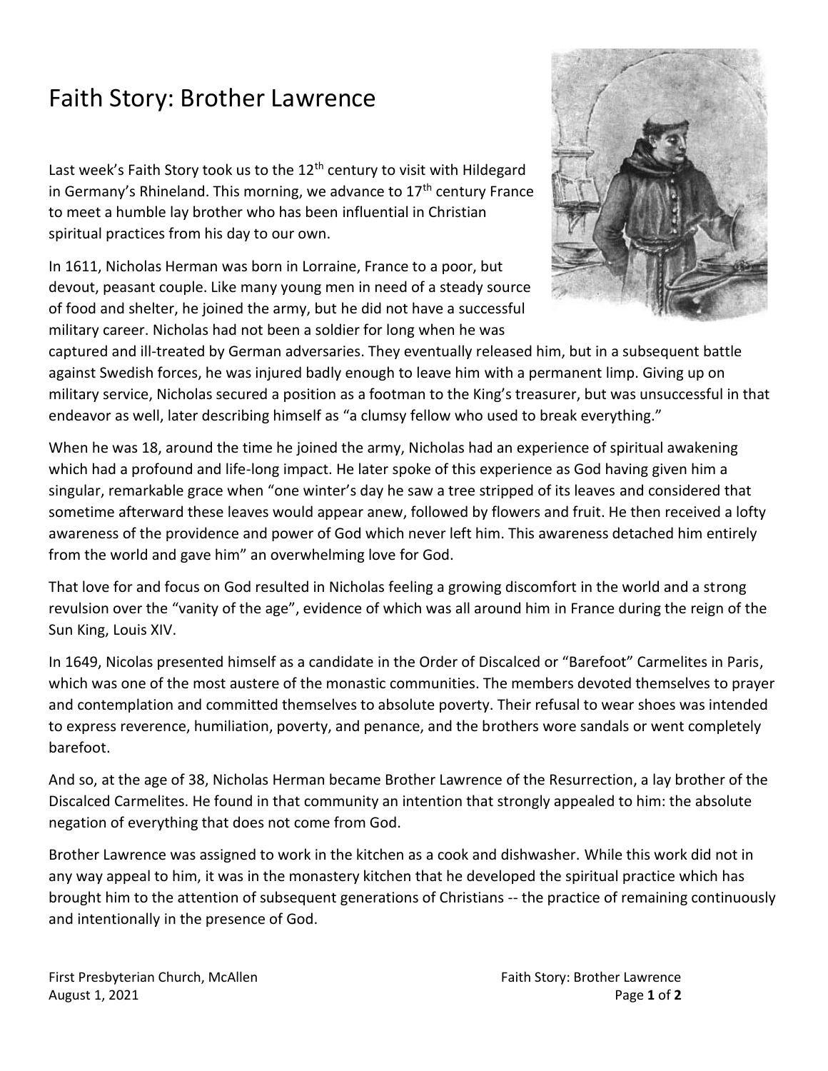# Faith Story: Brother Lawrence

Last week's Faith Story took us to the 12th century to visit with Hildegard in Germany's Rhineland. This morning, we advance to 17th century France to meet a humble lay brother who has been influential in Christian spiritual practices from his day to our own.

In 1611, Nicholas Herman was born in Lorraine, France to a poor, but devout, peasant couple. Like many young men in need of a steady source of food and shelter, he joined the army, but he did not have a successful military career. Nicholas had not been a soldier for long when he was captured and ill-treated by German adversaries. They eventually released him, but in a subsequent battle against Swedish forces, he was injured badly enough to leave him with a permanent limp. Giving up on military service, Nicholas secured a position as a footman to the King's treasurer, but was unsuccessful in that endeavor as well, later describing himself as "a clumsy fellow who used to break everything."

When he was 18, around the time he joined the army, Nicholas had an experience of spiritual awakening which had a profound and life-long impact. He later spoke of this experience as God having given him a singular, remarkable grace when "one winter's day he saw a tree stripped of its leaves and considered that sometime afterward these leaves would appear anew, followed by flowers and fruit. He then received a lofty awareness of the providence and power of God which never left him. This awareness detached him entirely from the world and gave him" an overwhelming love for God.

That love for and focus on God resulted in Nicholas feeling a growing discomfort in the world and a strong revulsion over the "vanity of the age", evidence of which was all around him in France during the reign of the Sun King, Louis XIV.

In 1649, Nicolas presented himself as a candidate in the Order of Discalced or "Barefoot" Carmelites in Paris, which was one of the most austere of the monastic communities. The members devoted themselves to prayer and contemplation and committed themselves to absolute poverty. Their refusal to wear shoes was intended to express reverence, humiliation, poverty, and penance, and the brothers wore sandals or went completely barefoot.

And so, at the age of 38, Nicholas Herman became Brother Lawrence of the Resurrection, a lay brother of the Discalced Carmelites. He found in that community an intention that strongly appealed to him: the absolute negation of everything that does not come from God.

Brother Lawrence was assigned to work in the kitchen as a cook and dishwasher. While this work did not in any way appeal to him, it was in the monastery kitchen that he developed the spiritual practice which has brought him to the attention of subsequent generations of Christians -- the practice of remaining continuously and intentionally in the presence of God.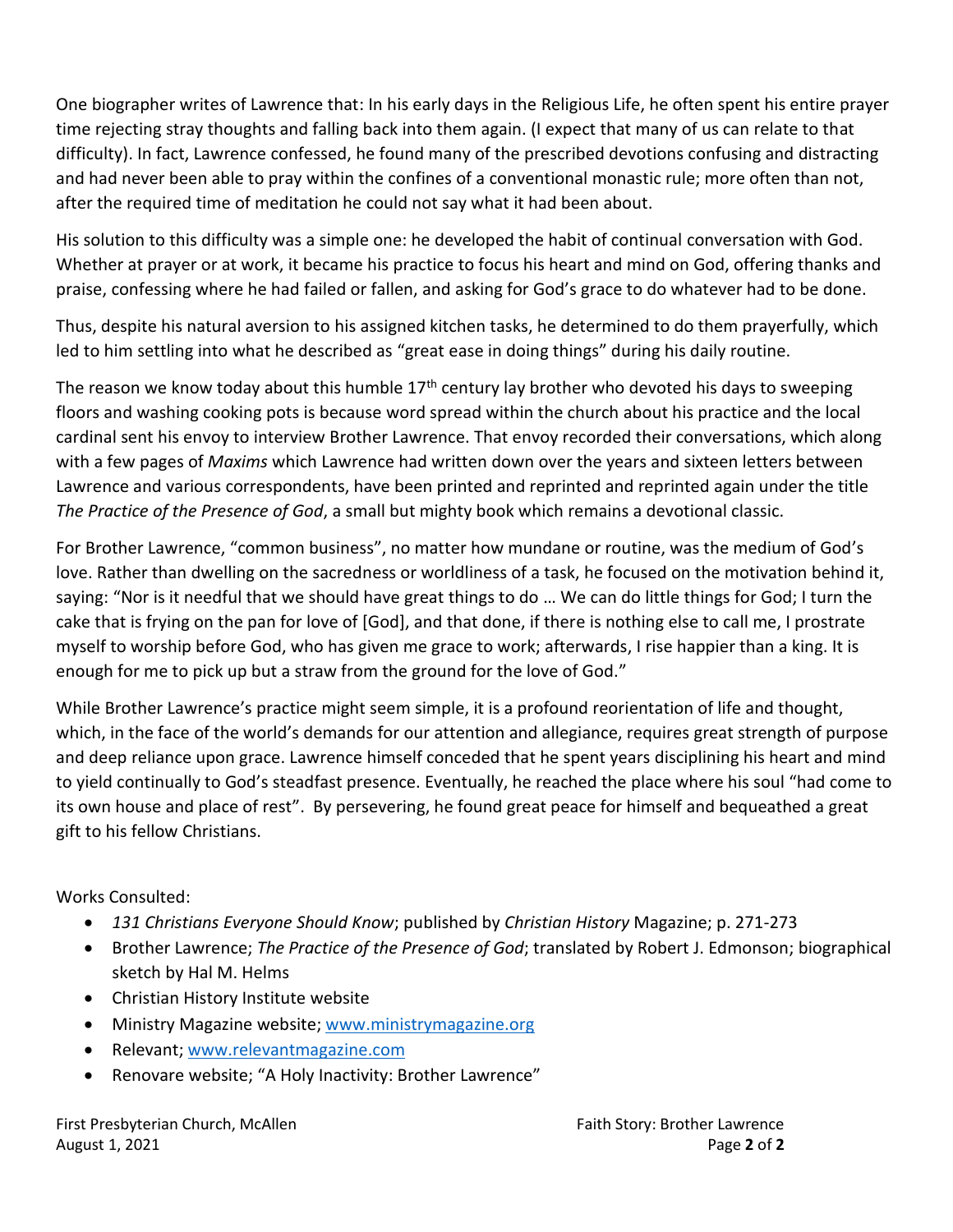One biographer writes of Lawrence that: In his early days in the Religious Life, he often spent his entire prayer time rejecting stray thoughts and falling back into them again. (I expect that many of us can relate to that difficulty). In fact, Lawrence confessed, he found many of the prescribed devotions confusing and distracting and had never been able to pray within the confines of a conventional monastic rule; more often than not, after the required time of meditation he could not say what it had been about.

His solution to this difficulty was a simple one: he developed the habit of continual conversation with God. Whether at prayer or at work, it became his practice to focus his heart and mind on God, offering thanks and praise, confessing where he had failed or fallen, and asking for God's grace to do whatever had to be done.

Thus, despite his natural aversion to his assigned kitchen tasks, he determined to do them prayerfully, which led to him settling into what he described as "great ease in doing things" during his daily routine.

The reason we know today about this humble 17th century lay brother who devoted his days to sweeping floors and washing cooking pots is because word spread within the church about his practice and the local cardinal sent his envoy to interview Brother Lawrence. That envoy recorded their conversations, which along with a few pages of *Maxims* which Lawrence had written down over the years and sixteen letters between Lawrence and various correspondents, have been printed and reprinted and reprinted again under the title *The Practice of the Presence of God*, a small but mighty book which remains a devotional classic.

For Brother Lawrence, "common business", no matter how mundane or routine, was the medium of God's love. Rather than dwelling on the sacredness or worldliness of a task, he focused on the motivation behind it, saying: "Nor is it needful that we should have great things to do … We can do little things for God; I turn the cake that is frying on the pan for love of [God], and that done, if there is nothing else to call me, I prostrate myself to worship before God, who has given me grace to work; afterwards, I rise happier than a king. It is enough for me to pick up but a straw from the ground for the love of God."

While Brother Lawrence's practice might seem simple, it is a profound reorientation of life and thought, which, in the face of the world's demands for our attention and allegiance, requires great strength of purpose and deep reliance upon grace. Lawrence himself conceded that he spent years disciplining his heart and mind to yield continually to God's steadfast presence. Eventually, he reached the place where his soul "had come to its own house and place of rest". By persevering, he found great peace for himself and bequeathed a great gift to his fellow Christians.

Works Consulted:

- *131 Christians Everyone Should Know*; published by *Christian History* Magazine; p. 271-273
- Brother Lawrence; *The Practice of the Presence of God*; translated by Robert J. Edmonson; biographical sketch by Hal M. Helms
- Christian History Institute website
- Ministry Magazine website; www.ministrymagazine.org
- Relevant; www.relevantmagazine.com
- Renovare website; "A Holy Inactivity: Brother Lawrence"